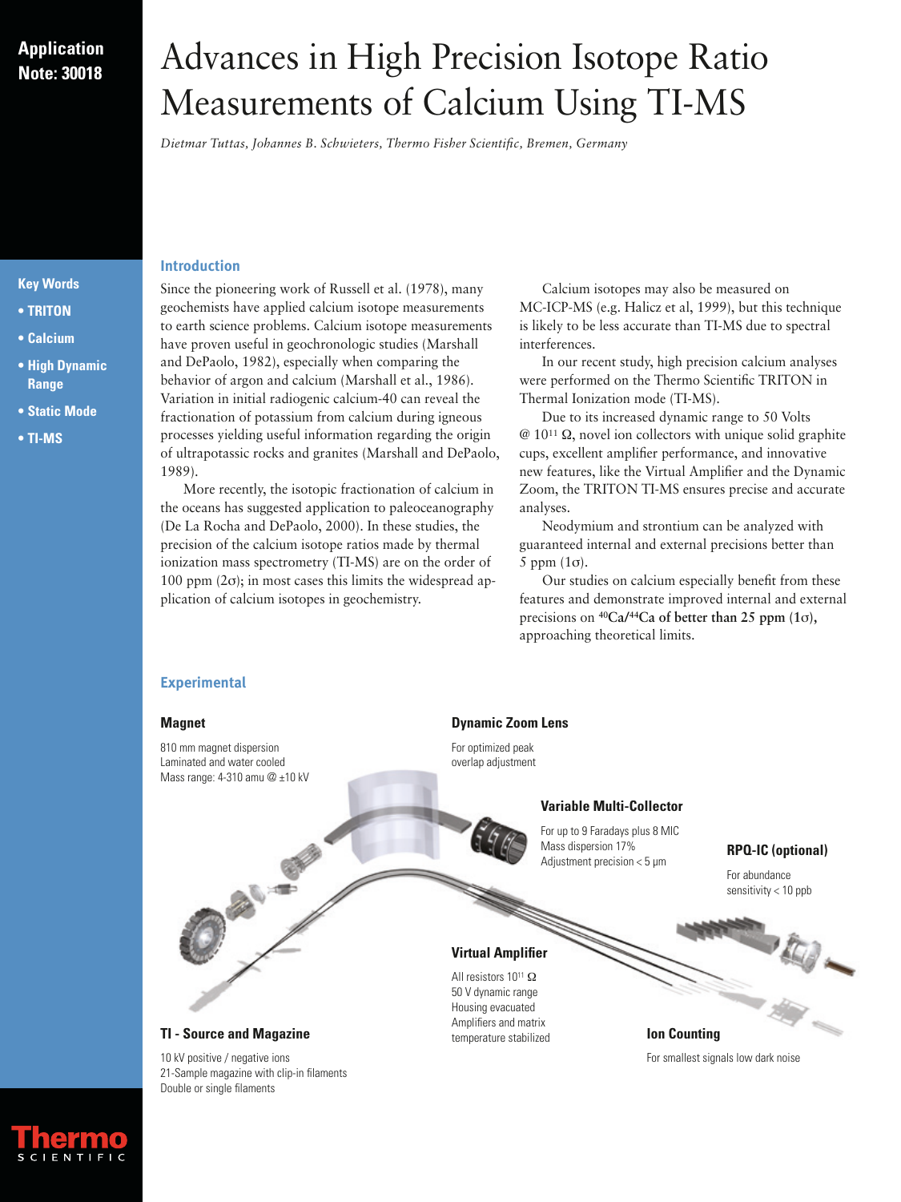Application Note: 30018

# Advances in High Precision Isotope Ratio Measurements of Calcium Using TI-MS

*Dietmar Tuttas, Johannes B. Schwieters, Thermo Fisher Scientific, Bremen, Germany*

**Key Words**

- **TRITON**
- **Calcium**
- **High Dynamic Range**
- **Static Mode**
- **TI-MS**

## Introduction

Since the pioneering work of Russell et al. (1978), many geochemists have applied calcium isotope measurements to earth science problems. Calcium isotope measurements have proven useful in geochronologic studies (Marshall and DePaolo, 1982), especially when comparing the behavior of argon and calcium (Marshall et al., 1986). Variation in initial radiogenic calcium-40 can reveal the fractionation of potassium from calcium during igneous processes yielding useful information regarding the origin of ultrapotassic rocks and granites (Marshall and DePaolo, 1989).

More recently, the isotopic fractionation of calcium in the oceans has suggested application to paleoceanography (De La Rocha and DePaolo, 2000). In these studies, the precision of the calcium isotope ratios made by thermal ionization mass spectrometry (TI-MS) are on the order of 100 ppm (2σ); in most cases this limits the widespread application of calcium isotopes in geochemistry.

Calcium isotopes may also be measured on MC-ICP-MS (e.g. Halicz et al, 1999), but this technique is likely to be less accurate than TI-MS due to spectral interferences.

In our recent study, high precision calcium analyses were performed on the Thermo Scientific TRITON in Thermal Ionization mode (TI-MS).

Due to its increased dynamic range to 50 Volts @ $10^{11}$ Ω, novel ion collectors with unique solid graphite cups, excellent amplifier performance, and innovative new features, like the Virtual Amplifier and the Dynamic Zoom, the TRITON TI-MS ensures precise and accurate analyses.

Neodymium and strontium can be analyzed with guaranteed internal and external precisions better than 5 ppm (1σ).

Our studies on calcium especially benefit from these features and demonstrate improved internal and external precisions on **$^{40}$Ca/$^{44}$Ca of better than 25 ppm (1σ)**, approaching theoretical limits.

## Experimental

**Magnet**

810 mm magnet dispersion
Laminated and water cooled
Mass range: 4-310 amu @ ±10 kV

**Dynamic Zoom Lens**

For optimized peak overlap adjustment

**Variable Multi-Collector**

For up to 9 Faradays plus 8 MIC
Mass dispersion 17%
Adjustment precision < 5 µm

**RPQ-IC (optional)**

For abundance sensitivity < 10 ppb

**Virtual Amplifier**

All resistors $10^{11}$ Ω
50 V dynamic range
Housing evacuated
Amplifiers and matrix temperature stabilized

**Ion Counting**

For smallest signals low dark noise

**TI - Source and Magazine**

10 kV positive / negative ions
21-Sample magazine with clip-in filaments
Double or single filaments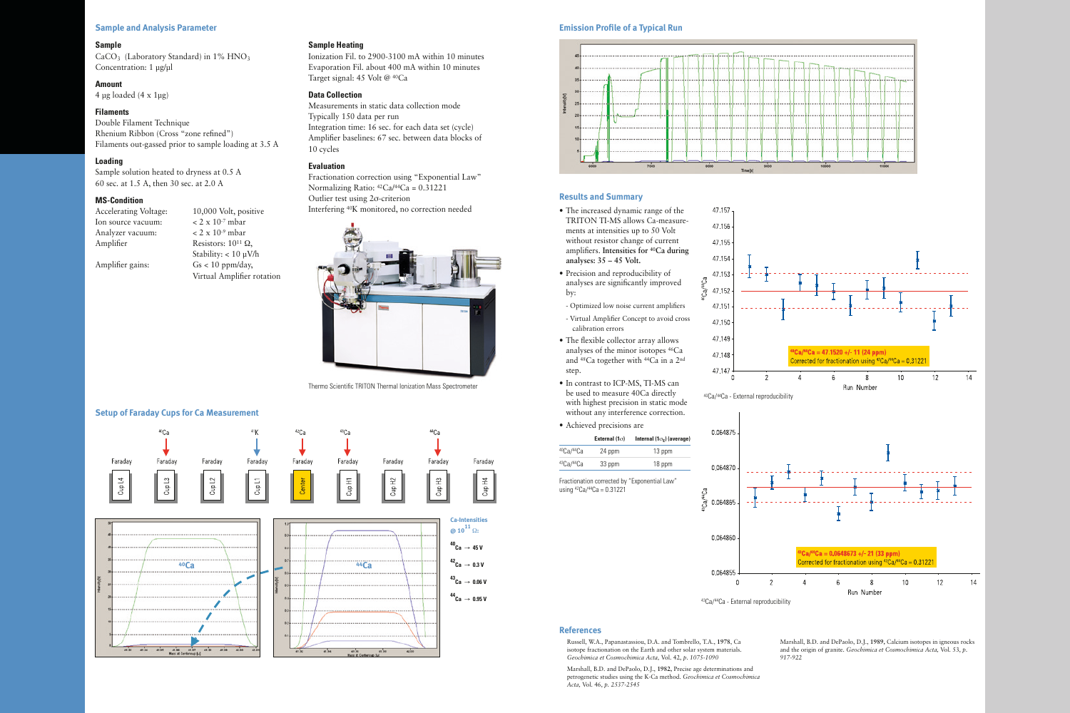## Sample and Analysis Parameter

### Sample

$CaCO_3$ (Laboratory Standard) in 1% $HNO_3$
Concentration: 1 µg/µl

### Amount

4 µg loaded (4 x 1µg)

### Filaments

Double Filament Technique
Rhenium Ribbon (Cross "zone refined")
Filaments out-gassed prior to sample loading at 3.5 A

### Loading

Sample solution heated to dryness at 0.5 A
60 sec. at 1.5 A, then 30 sec. at 2.0 A

### MS-Condition

| | |
|---|---|
| Accelerating Voltage: | 10,000 Volt, positive |
| Ion source vacuum: | $< 2 \times 10^{-7}$ mbar |
| Analyzer vacuum: | $< 2 \times 10^{-9}$ mbar |
| Amplifier | Resistors: $10^{11}$ Ω, Stability: < 10 µV/h |
| Amplifier gains: | Gs < 10 ppm/day, Virtual Amplifier rotation |

### Sample Heating

Ionization Fil. to 2900-3100 mA within 10 minutes
Evaporation Fil. about 400 mA within 10 minutes
Target signal: 45 Volt @ $^{40}Ca$

### Data Collection

Measurements in static data collection mode
Typically 150 data per run
Integration time: 16 sec. for each data set (cycle)
Amplifier baselines: 67 sec. between data blocks of 10 cycles

### Evaluation

Fractionation correction using "Exponential Law"
Normalizing Ratio: $^{42}Ca/^{44}Ca = 0.31221$
Outlier test using 2σ-criterion
Interfering $^{40}K$ monitored, no correction needed

Thermo Scientific TRITON Thermal Ionization Mass Spectrometer

## Setup of Faraday Cups for Ca Measurement

Ca-Intensities @ $10^{11}$ Ω:

$^{40}Ca \rightarrow$ 45 V
$^{42}Ca \rightarrow$ 0.3 V
$^{43}Ca \rightarrow$ 0.06 V
$^{44}Ca \rightarrow$ 0.95 V

## Emission Profile of a Typical Run

## Results and Summary

- The increased dynamic range of the TRITON TI-MS allows Ca-measurements at intensities up to 50 Volt without resistor change of current amplifiers. **Intensities for $^{40}Ca$ during analyses: 35 – 45 Volt.**
- Precision and reproducibility of analyses are significantly improved by:
  - Optimized low noise current amplifiers
  - Virtual Amplifier Concept to avoid cross calibration errors
- The flexible collector array allows analyses of the minor isotopes $^{46}Ca$ and $^{48}Ca$ together with $^{44}Ca$ in a 2nd step.
- In contrast to ICP-MS, TI-MS can be used to measure 40Ca directly with highest precision in static mode without any interference correction.
- Achieved precisions are

| | External (1σ) | Internal (1σ$_M$) (average) |
|---|---|---|
| $^{40}Ca/^{44}Ca$ | 24 ppm | 13 ppm |
| $^{43}Ca/^{44}Ca$ | 33 ppm | 18 ppm |

Fractionation corrected by "Exponential Law" using $^{42}Ca/^{44}Ca = 0.31221$

$^{40}Ca/^{44}Ca = 47.1520 \pm 11$ (24 ppm)
Corrected for fractionation using $^{42}Ca/^{44}Ca = 0.31221$

$^{40}Ca/^{44}Ca$ - External reproducibility

$^{43}Ca/^{44}Ca = 0.0648673 \pm 21$ (33 ppm)
Corrected for fractionation using $^{42}Ca/^{44}Ca = 0.31221$

$^{43}Ca/^{44}Ca$ - External reproducibility

## References

Russell, W.A., Papanastassiou, D.A. and Tombrello, T.A., **1978**, Ca isotope fractionation on the Earth and other solar system materials. *Geochimica et Cosmochimica Acta,* Vol. 42, *p. 1075-1090*

Marshall, B.D. and DePaolo, D.J., **1982**, Precise age determinations and petrogenetic studies using the K-Ca method. *Geochimica et Cosmochimica Acta,* Vol. 46, *p. 2537-2545*

Marshall, B.D. and DePaolo, D.J., **1989**, Calcium isotopes in igneous rocks and the origin of granite. *Geochimica et Cosmochimica Acta,* Vol. 53, *p. 917-922*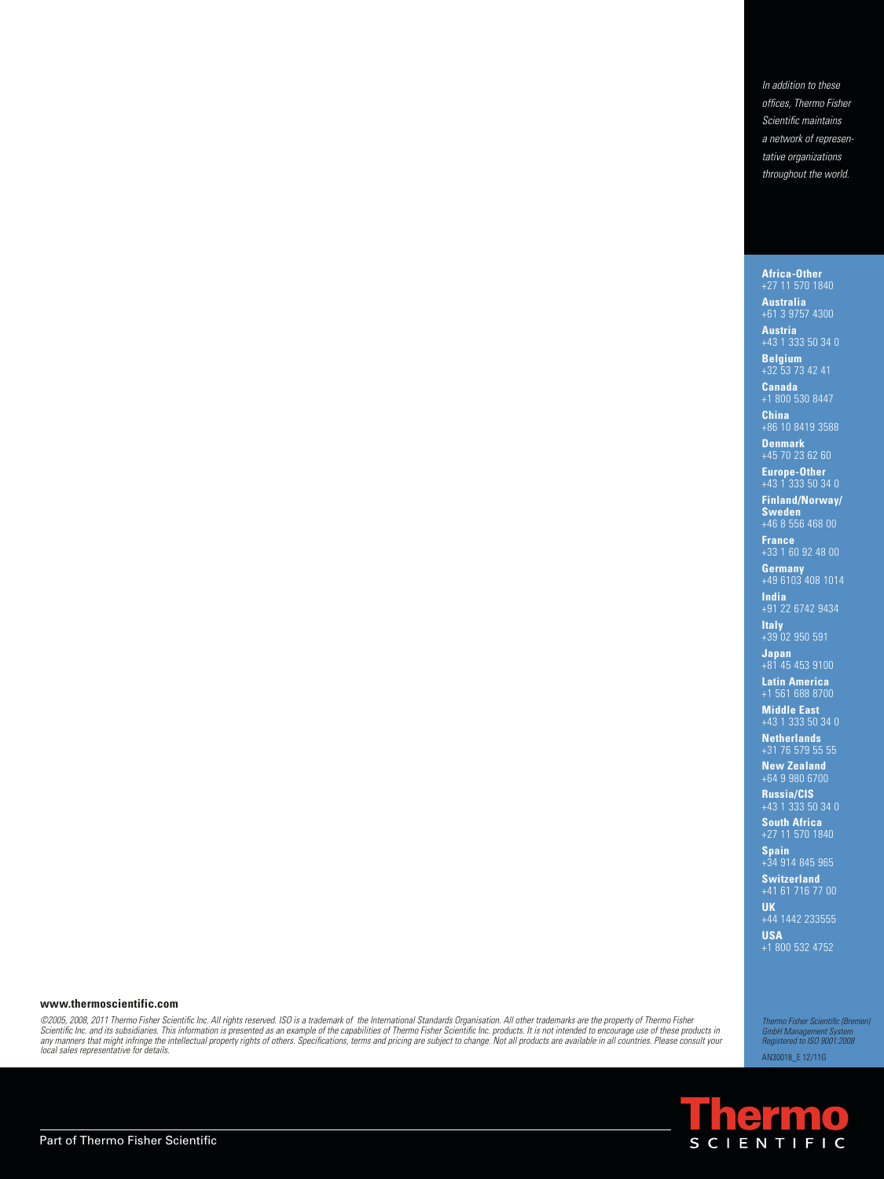*In addition to these offices, Thermo Fisher Scientific maintains a network of representative organizations throughout the world.*

**Africa-Other**
+27 11 570 1840

**Australia**
+61 3 9757 4300

**Austria**
+43 1 333 50 34 0

**Belgium**
+32 53 73 42 41

**Canada**
+1 800 530 8447

**China**
+86 10 8419 3588

**Denmark**
+45 70 23 62 60

**Europe-Other**
+43 1 333 50 34 0

**Finland/Norway/Sweden**
+46 8 556 468 00

**France**
+33 1 60 92 48 00

**Germany**
+49 6103 408 1014

**India**
+91 22 6742 9434

**Italy**
+39 02 950 591

**Japan**
+81 45 453 9100

**Latin America**
+1 561 688 8700

**Middle East**
+43 1 333 50 34 0

**Netherlands**
+31 76 579 55 55

**New Zealand**
+64 9 980 6700

**Russia/CIS**
+43 1 333 50 34 0

**South Africa**
+27 11 570 1840

**Spain**
+34 914 845 965

**Switzerland**
+41 61 716 77 00

**UK**
+44 1442 233555

**USA**
+1 800 532 4752

**www.thermoscientific.com**

*©2005, 2008, 2011 Thermo Fisher Scientific Inc. All rights reserved. ISO is a trademark of the International Standards Organisation. All other trademarks are the property of Thermo Fisher Scientific Inc. and its subsidiaries. This information is presented as an example of the capabilities of Thermo Fisher Scientific Inc. products. It is not intended to encourage use of these products in any manners that might infringe the intellectual property rights of others. Specifications, terms and pricing are subject to change. Not all products are available in all countries. Please consult your local sales representative for details.*

*Thermo Fisher Scientific (Bremen) GmbH Management System Registered to ISO 9001:2008*

AN30018_E 12/11G

Part of Thermo Fisher Scientific

Thermo SCIENTIFIC